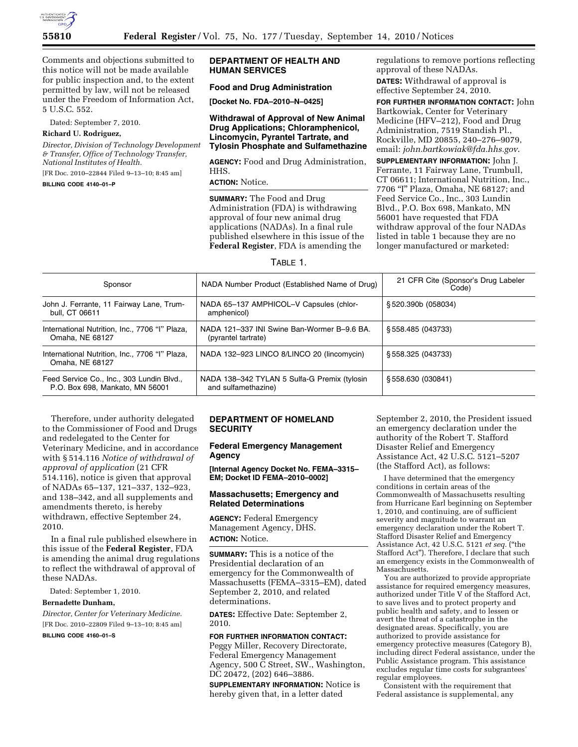Comments and objections submitted to this notice will not be made available for public inspection and, to the extent permitted by law, will not be released under the Freedom of Information Act, 5 U.S.C. 552.

Dated: September 7, 2010.

**Richard U. Rodriguez,**

*Director, Division of Technology Development & Transfer, Office of Technology Transfer, National Institutes of Health.*

[FR Doc. 2010–22844 Filed 9–13–10; 8:45 am]

**BILLING CODE 4140–01–P**

## DEPARTMENT OF HEALTH AND HUMAN SERVICES

### Food and Drug Administration

**[Docket No. FDA–2010–N–0425]**

### Withdrawal of Approval of New Animal Drug Applications; Chloramphenicol, Lincomycin, Pyrantel Tartrate, and Tylosin Phosphate and Sulfamethazine

**AGENCY:** Food and Drug Administration, HHS.

**ACTION:** Notice.

**SUMMARY:** The Food and Drug Administration (FDA) is withdrawing approval of four new animal drug applications (NADAs). In a final rule published elsewhere in this issue of the **Federal Register**, FDA is amending the regulations to remove portions reflecting approval of these NADAs.

**DATES:** Withdrawal of approval is effective September 24, 2010.

**FOR FURTHER INFORMATION CONTACT:** John Bartkowiak, Center for Veterinary Medicine (HFV–212), Food and Drug Administration, 7519 Standish Pl., Rockville, MD 20855, 240–276–9079, email: *john.bartkowiak@fda.hhs.gov*.

**SUPPLEMENTARY INFORMATION:** John J. Ferrante, 11 Fairway Lane, Trumbull, CT 06611; International Nutrition, Inc., 7706 "I" Plaza, Omaha, NE 68127; and Feed Service Co., Inc., 303 Lundin Blvd., P.O. Box 698, Mankato, MN 56001 have requested that FDA withdraw approval of the four NADAs listed in table 1 because they are no longer manufactured or marketed:

TABLE 1.

| Sponsor | NADA Number Product (Established Name of Drug) | 21 CFR Cite (Sponsor's Drug Labeler Code) |
|---|---|---|
| John J. Ferrante, 11 Fairway Lane, Trumbull, CT 06611 | NADA 65–137 AMPHICOL–V Capsules (chloramphenicol) | § 520.390b (058034) |
| International Nutrition, Inc., 7706 "I" Plaza, Omaha, NE 68127 | NADA 121–337 INI Swine Ban-Wormer B–9.6 BA. (pyrantel tartrate) | § 558.485 (043733) |
| International Nutrition, Inc., 7706 "I" Plaza, Omaha, NE 68127 | NADA 132–923 LINCO 8/LINCO 20 (lincomycin) | § 558.325 (043733) |
| Feed Service Co., Inc., 303 Lundin Blvd., P.O. Box 698, Mankato, MN 56001 | NADA 138–342 TYLAN 5 Sulfa-G Premix (tylosin and sulfamethazine) | § 558.630 (030841) |

Therefore, under authority delegated to the Commissioner of Food and Drugs and redelegated to the Center for Veterinary Medicine, and in accordance with § 514.116 *Notice of withdrawal of approval of application* (21 CFR 514.116), notice is given that approval of NADAs 65–137, 121–337, 132–923, and 138–342, and all supplements and amendments thereto, is hereby withdrawn, effective September 24, 2010.

In a final rule published elsewhere in this issue of the **Federal Register**, FDA is amending the animal drug regulations to reflect the withdrawal of approval of these NADAs.

Dated: September 1, 2010.

**Bernadette Dunham,**

*Director, Center for Veterinary Medicine.*

[FR Doc. 2010–22809 Filed 9–13–10; 8:45 am]

**BILLING CODE 4160–01–S**

## DEPARTMENT OF HOMELAND SECURITY

### Federal Emergency Management Agency

**[Internal Agency Docket No. FEMA–3315–EM; Docket ID FEMA–2010–0002]**

### Massachusetts; Emergency and Related Determinations

**AGENCY:** Federal Emergency Management Agency, DHS.

**ACTION:** Notice.

**SUMMARY:** This is a notice of the Presidential declaration of an emergency for the Commonwealth of Massachusetts (FEMA–3315–EM), dated September 2, 2010, and related determinations.

**DATES:** Effective Date: September 2, 2010.

**FOR FURTHER INFORMATION CONTACT:** Peggy Miller, Recovery Directorate, Federal Emergency Management Agency, 500 C Street, SW., Washington, DC 20472, (202) 646–3886.

**SUPPLEMENTARY INFORMATION:** Notice is hereby given that, in a letter dated September 2, 2010, the President issued an emergency declaration under the authority of the Robert T. Stafford Disaster Relief and Emergency Assistance Act, 42 U.S.C. 5121–5207 (the Stafford Act), as follows:

I have determined that the emergency conditions in certain areas of the Commonwealth of Massachusetts resulting from Hurricane Earl beginning on September 1, 2010, and continuing, are of sufficient severity and magnitude to warrant an emergency declaration under the Robert T. Stafford Disaster Relief and Emergency Assistance Act, 42 U.S.C. 5121 *et seq.* ("the Stafford Act"). Therefore, I declare that such an emergency exists in the Commonwealth of Massachusetts.

You are authorized to provide appropriate assistance for required emergency measures, authorized under Title V of the Stafford Act, to save lives and to protect property and public health and safety, and to lessen or avert the threat of a catastrophe in the designated areas. Specifically, you are authorized to provide assistance for emergency protective measures (Category B), including direct Federal assistance, under the Public Assistance program. This assistance excludes regular time costs for subgrantees' regular employees.

Consistent with the requirement that Federal assistance is supplemental, any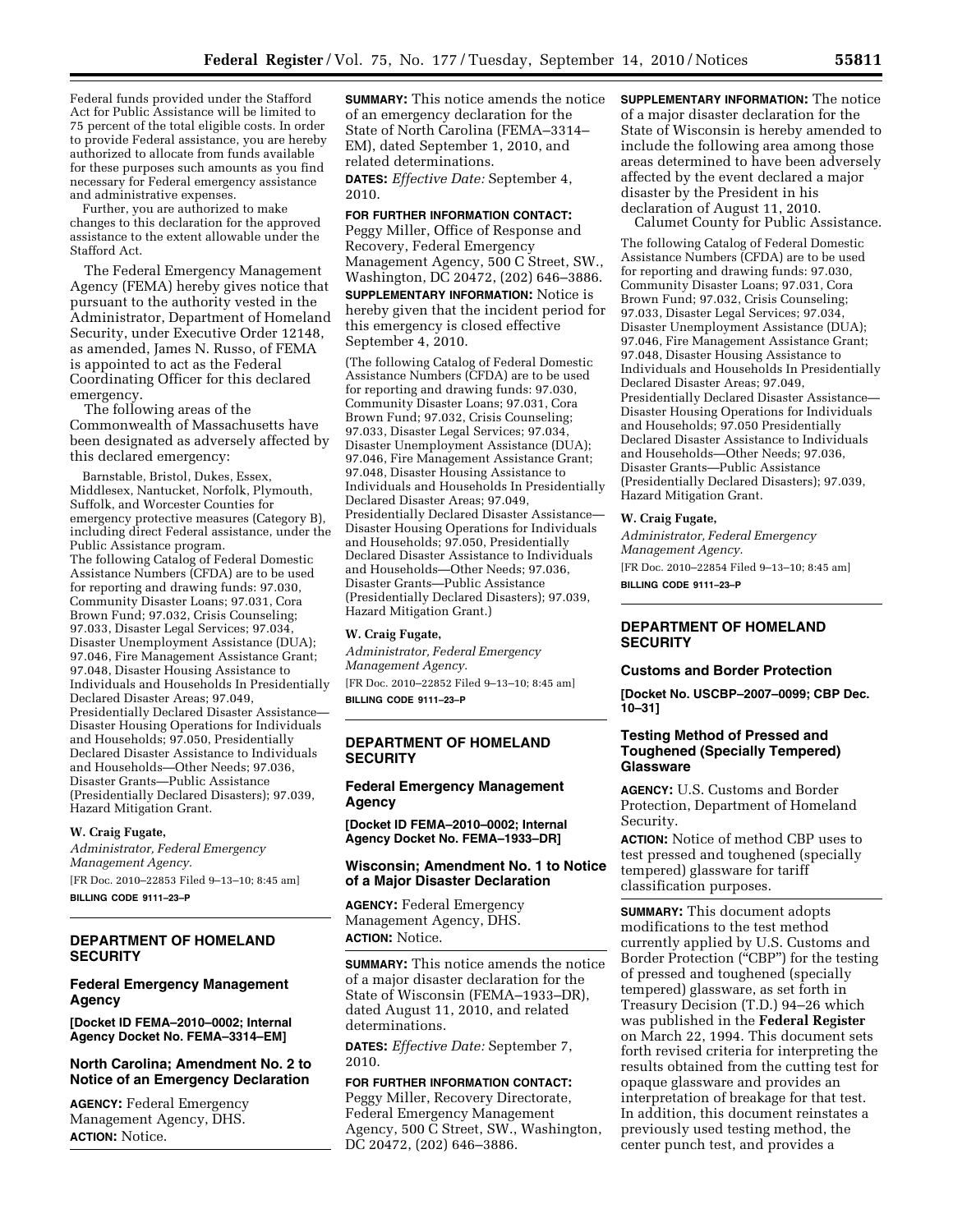Federal funds provided under the Stafford Act for Public Assistance will be limited to 75 percent of the total eligible costs. In order to provide Federal assistance, you are hereby authorized to allocate from funds available for these purposes such amounts as you find necessary for Federal emergency assistance and administrative expenses.

Further, you are authorized to make changes to this declaration for the approved assistance to the extent allowable under the Stafford Act.

The Federal Emergency Management Agency (FEMA) hereby gives notice that pursuant to the authority vested in the Administrator, Department of Homeland Security, under Executive Order 12148, as amended, James N. Russo, of FEMA is appointed to act as the Federal Coordinating Officer for this declared emergency.

The following areas of the Commonwealth of Massachusetts have been designated as adversely affected by this declared emergency:

Barnstable, Bristol, Dukes, Essex, Middlesex, Nantucket, Norfolk, Plymouth, Suffolk, and Worcester Counties for emergency protective measures (Category B), including direct Federal assistance, under the Public Assistance program.

The following Catalog of Federal Domestic Assistance Numbers (CFDA) are to be used for reporting and drawing funds: 97.030, Community Disaster Loans; 97.031, Cora Brown Fund; 97.032, Crisis Counseling; 97.033, Disaster Legal Services; 97.034, Disaster Unemployment Assistance (DUA); 97.046, Fire Management Assistance Grant; 97.048, Disaster Housing Assistance to Individuals and Households In Presidentially Declared Disaster Areas; 97.049, Presidentially Declared Disaster Assistance—Disaster Housing Operations for Individuals and Households; 97.050, Presidentially Declared Disaster Assistance to Individuals and Households—Other Needs; 97.036, Disaster Grants—Public Assistance (Presidentially Declared Disasters); 97.039, Hazard Mitigation Grant.

**W. Craig Fugate,**

*Administrator, Federal Emergency Management Agency.*

[FR Doc. 2010–22853 Filed 9–13–10; 8:45 am]

**BILLING CODE 9111–23–P**

## DEPARTMENT OF HOMELAND SECURITY

### Federal Emergency Management Agency

**[Docket ID FEMA–2010–0002; Internal Agency Docket No. FEMA–3314–EM]**

### North Carolina; Amendment No. 2 to Notice of an Emergency Declaration

**AGENCY:** Federal Emergency Management Agency, DHS.

**ACTION:** Notice.

**SUMMARY:** This notice amends the notice of an emergency declaration for the State of North Carolina (FEMA–3314–EM), dated September 1, 2010, and related determinations.

**DATES:** *Effective Date:* September 4, 2010.

**FOR FURTHER INFORMATION CONTACT:** Peggy Miller, Office of Response and Recovery, Federal Emergency Management Agency, 500 C Street, SW., Washington, DC 20472, (202) 646–3886.

**SUPPLEMENTARY INFORMATION:** Notice is hereby given that the incident period for this emergency is closed effective September 4, 2010.

(The following Catalog of Federal Domestic Assistance Numbers (CFDA) are to be used for reporting and drawing funds: 97.030, Community Disaster Loans; 97.031, Cora Brown Fund; 97.032, Crisis Counseling; 97.033, Disaster Legal Services; 97.034, Disaster Unemployment Assistance (DUA); 97.046, Fire Management Assistance Grant; 97.048, Disaster Housing Assistance to Individuals and Households In Presidentially Declared Disaster Areas; 97.049, Presidentially Declared Disaster Assistance—Disaster Housing Operations for Individuals and Households; 97.050, Presidentially Declared Disaster Assistance to Individuals and Households—Other Needs; 97.036, Disaster Grants—Public Assistance (Presidentially Declared Disasters); 97.039, Hazard Mitigation Grant.)

**W. Craig Fugate,**

*Administrator, Federal Emergency Management Agency.*

[FR Doc. 2010–22852 Filed 9–13–10; 8:45 am]

**BILLING CODE 9111–23–P**

## DEPARTMENT OF HOMELAND SECURITY

### Federal Emergency Management Agency

**[Docket ID FEMA–2010–0002; Internal Agency Docket No. FEMA–1933–DR]**

### Wisconsin; Amendment No. 1 to Notice of a Major Disaster Declaration

**AGENCY:** Federal Emergency Management Agency, DHS.

**ACTION:** Notice.

**SUMMARY:** This notice amends the notice of a major disaster declaration for the State of Wisconsin (FEMA–1933–DR), dated August 11, 2010, and related determinations.

**DATES:** *Effective Date:* September 7, 2010.

**FOR FURTHER INFORMATION CONTACT:** Peggy Miller, Recovery Directorate, Federal Emergency Management Agency, 500 C Street, SW., Washington, DC 20472, (202) 646–3886.

**SUPPLEMENTARY INFORMATION:** The notice of a major disaster declaration for the State of Wisconsin is hereby amended to include the following area among those areas determined to have been adversely affected by the event declared a major disaster by the President in his declaration of August 11, 2010.

Calumet County for Public Assistance.

The following Catalog of Federal Domestic Assistance Numbers (CFDA) are to be used for reporting and drawing funds: 97.030, Community Disaster Loans; 97.031, Cora Brown Fund; 97.032, Crisis Counseling; 97.033, Disaster Legal Services; 97.034, Disaster Unemployment Assistance (DUA); 97.046, Fire Management Assistance Grant; 97.048, Disaster Housing Assistance to Individuals and Households In Presidentially Declared Disaster Areas; 97.049, Presidentially Declared Disaster Assistance—Disaster Housing Operations for Individuals and Households; 97.050 Presidentially Declared Disaster Assistance to Individuals and Households—Other Needs; 97.036, Disaster Grants—Public Assistance (Presidentially Declared Disasters); 97.039, Hazard Mitigation Grant.

**W. Craig Fugate,**

*Administrator, Federal Emergency Management Agency.*

[FR Doc. 2010–22854 Filed 9–13–10; 8:45 am]

**BILLING CODE 9111–23–P**

## DEPARTMENT OF HOMELAND SECURITY

### Customs and Border Protection

**[Docket No. USCBP–2007–0099; CBP Dec. 10–31]**

### Testing Method of Pressed and Toughened (Specially Tempered) Glassware

**AGENCY:** U.S. Customs and Border Protection, Department of Homeland Security.

**ACTION:** Notice of method CBP uses to test pressed and toughened (specially tempered) glassware for tariff classification purposes.

**SUMMARY:** This document adopts modifications to the test method currently applied by U.S. Customs and Border Protection ("CBP") for the testing of pressed and toughened (specially tempered) glassware, as set forth in Treasury Decision (T.D.) 94–26 which was published in the **Federal Register** on March 22, 1994. This document sets forth revised criteria for interpreting the results obtained from the cutting test for opaque glassware and provides an interpretation of breakage for that test. In addition, this document reinstates a previously used testing method, the center punch test, and provides a